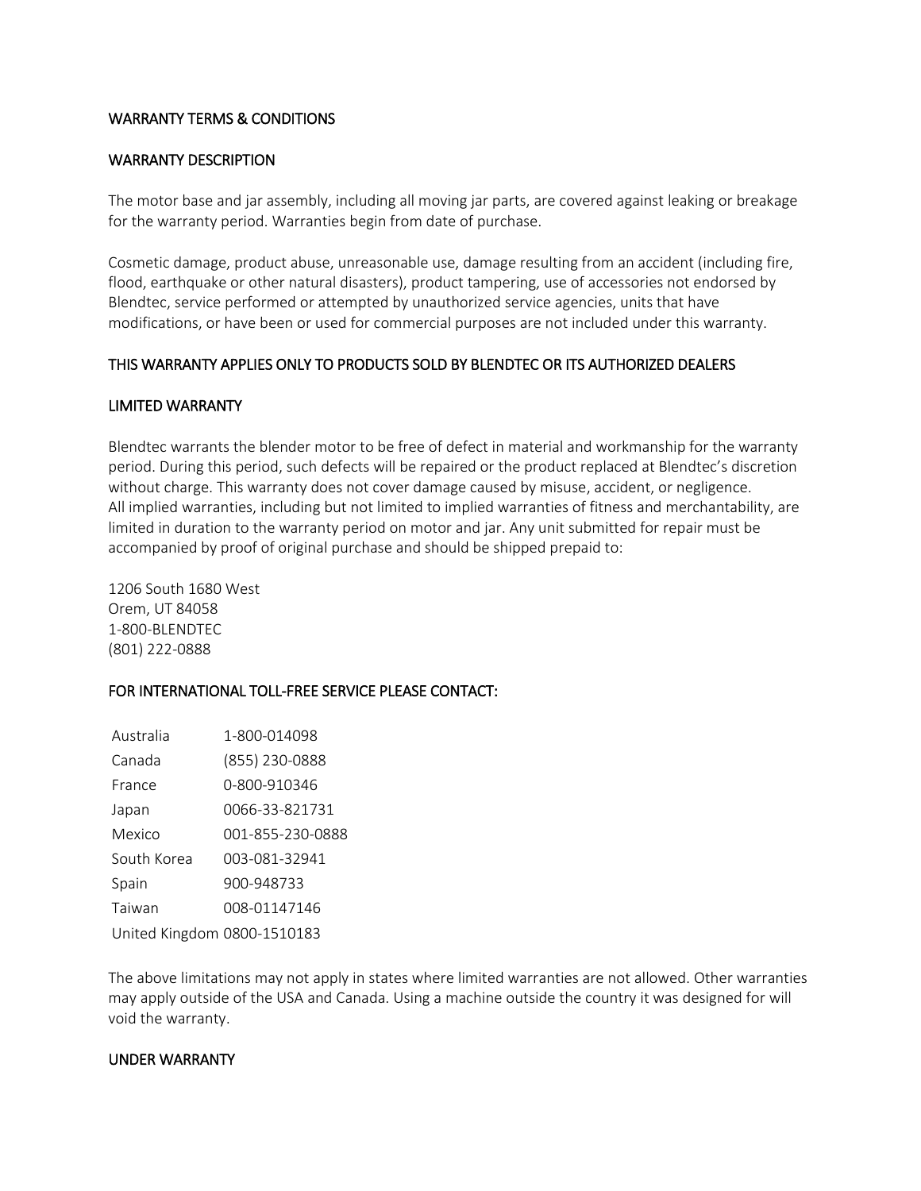## WARRANTY TERMS & CONDITIONS

### WARRANTY DESCRIPTION

The motor base and jar assembly, including all moving jar parts, are covered against leaking or breakage for the warranty period. Warranties begin from date of purchase.

Cosmetic damage, product abuse, unreasonable use, damage resulting from an accident (including fire, flood, earthquake or other natural disasters), product tampering, use of accessories not endorsed by Blendtec, service performed or attempted by unauthorized service agencies, units that have modifications, or have been or used for commercial purposes are not included under this warranty.

### THIS WARRANTY APPLIES ONLY TO PRODUCTS SOLD BY BLENDTEC OR ITS AUTHORIZED DEALERS

### LIMITED WARRANTY

Blendtec warrants the blender motor to be free of defect in material and workmanship for the warranty period. During this period, such defects will be repaired or the product replaced at Blendtec's discretion without charge. This warranty does not cover damage caused by misuse, accident, or negligence.
All implied warranties, including but not limited to implied warranties of fitness and merchantability, are limited in duration to the warranty period on motor and jar. Any unit submitted for repair must be accompanied by proof of original purchase and should be shipped prepaid to:

1206 South 1680 West
Orem, UT 84058
1-800-BLENDTEC
(801) 222-0888

### FOR INTERNATIONAL TOLL-FREE SERVICE PLEASE CONTACT:

| Country | Phone |
|---|---|
| Australia | 1-800-014098 |
| Canada | (855) 230-0888 |
| France | 0-800-910346 |
| Japan | 0066-33-821731 |
| Mexico | 001-855-230-0888 |
| South Korea | 003-081-32941 |
| Spain | 900-948733 |
| Taiwan | 008-01147146 |
| United Kingdom | 0800-1510183 |

The above limitations may not apply in states where limited warranties are not allowed. Other warranties may apply outside of the USA and Canada. Using a machine outside the country it was designed for will void the warranty.

### UNDER WARRANTY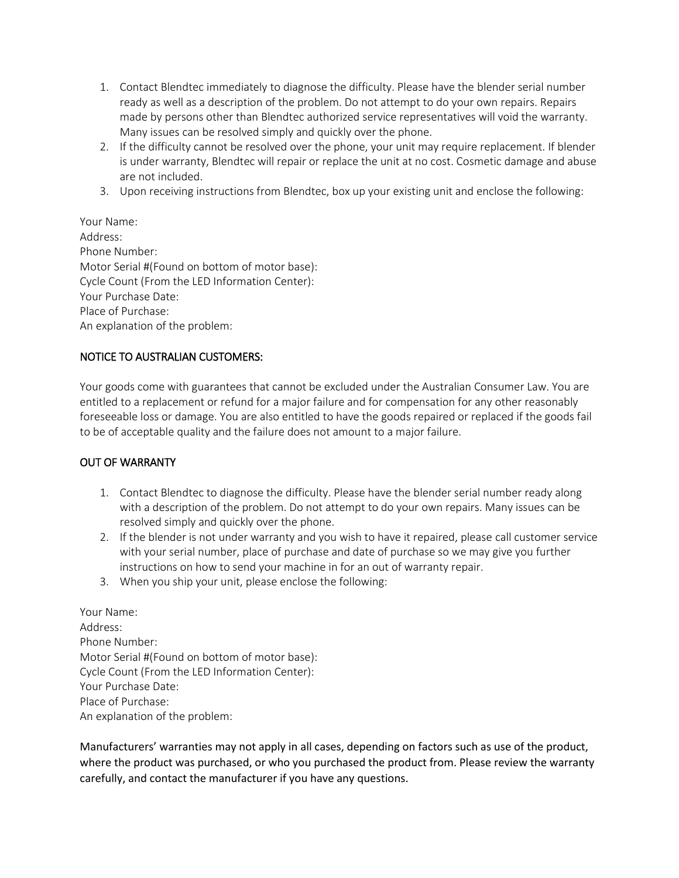1. Contact Blendtec immediately to diagnose the difficulty. Please have the blender serial number ready as well as a description of the problem. Do not attempt to do your own repairs. Repairs made by persons other than Blendtec authorized service representatives will void the warranty. Many issues can be resolved simply and quickly over the phone.
2. If the difficulty cannot be resolved over the phone, your unit may require replacement. If blender is under warranty, Blendtec will repair or replace the unit at no cost. Cosmetic damage and abuse are not included.
3. Upon receiving instructions from Blendtec, box up your existing unit and enclose the following:

Your Name:
Address:
Phone Number:
Motor Serial #(Found on bottom of motor base):
Cycle Count (From the LED Information Center):
Your Purchase Date:
Place of Purchase:
An explanation of the problem:

## NOTICE TO AUSTRALIAN CUSTOMERS:

Your goods come with guarantees that cannot be excluded under the Australian Consumer Law. You are entitled to a replacement or refund for a major failure and for compensation for any other reasonably foreseeable loss or damage. You are also entitled to have the goods repaired or replaced if the goods fail to be of acceptable quality and the failure does not amount to a major failure.

## OUT OF WARRANTY

1. Contact Blendtec to diagnose the difficulty. Please have the blender serial number ready along with a description of the problem. Do not attempt to do your own repairs. Many issues can be resolved simply and quickly over the phone.
2. If the blender is not under warranty and you wish to have it repaired, please call customer service with your serial number, place of purchase and date of purchase so we may give you further instructions on how to send your machine in for an out of warranty repair.
3. When you ship your unit, please enclose the following:

Your Name:
Address:
Phone Number:
Motor Serial #(Found on bottom of motor base):
Cycle Count (From the LED Information Center):
Your Purchase Date:
Place of Purchase:
An explanation of the problem:

Manufacturers' warranties may not apply in all cases, depending on factors such as use of the product, where the product was purchased, or who you purchased the product from. Please review the warranty carefully, and contact the manufacturer if you have any questions.